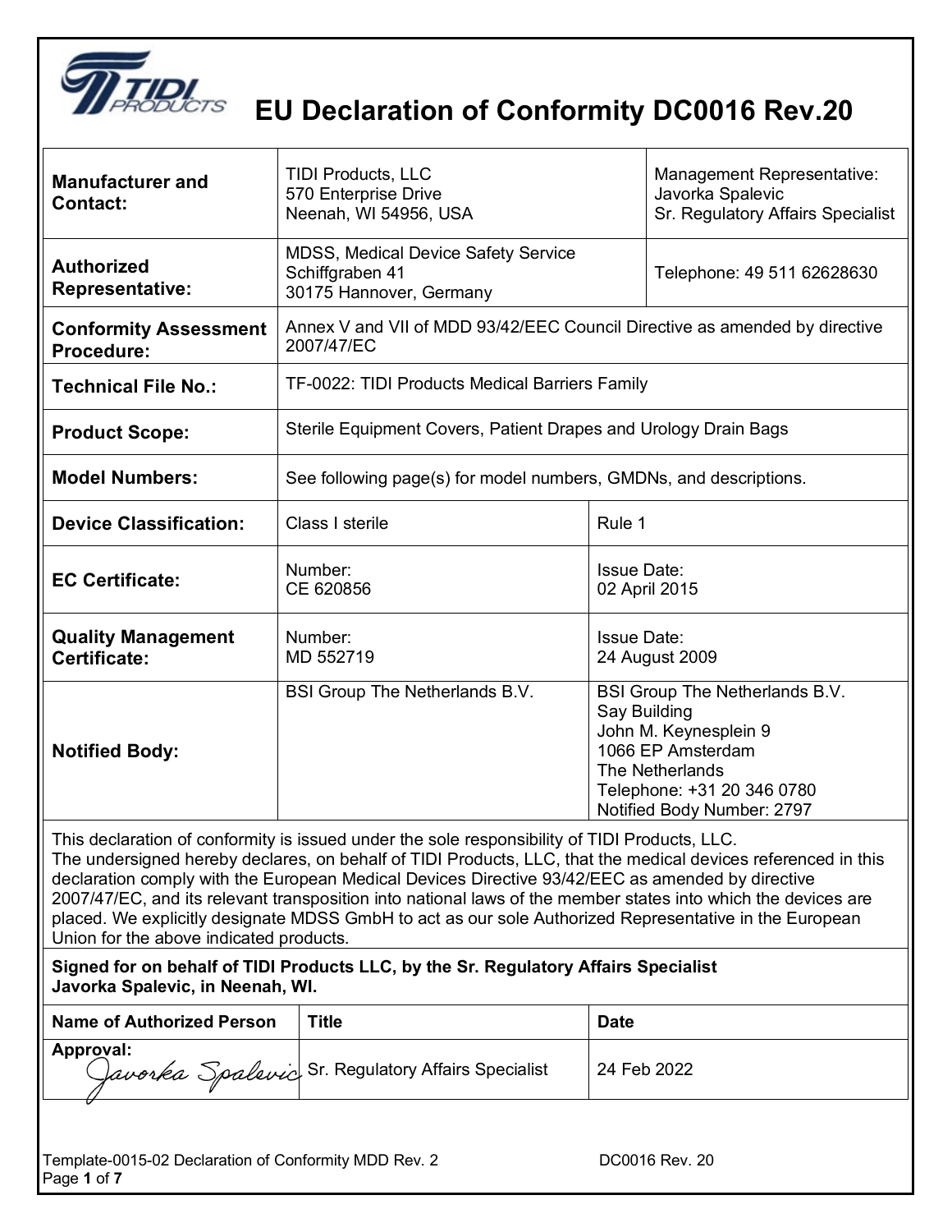# EU Declaration of Conformity DC0016 Rev.20

| | | |
|---|---|---|
| **Manufacturer and Contact:** | TIDI Products, LLC<br>570 Enterprise Drive<br>Neenah, WI 54956, USA | Management Representative:<br>Javorka Spalevic<br>Sr. Regulatory Affairs Specialist |
| **Authorized Representative:** | MDSS, Medical Device Safety Service<br>Schiffgraben 41<br>30175 Hannover, Germany | Telephone: 49 511 62628630 |
| **Conformity Assessment Procedure:** | Annex V and VII of MDD 93/42/EEC Council Directive as amended by directive 2007/47/EC | |
| **Technical File No.:** | TF-0022: TIDI Products Medical Barriers Family | |
| **Product Scope:** | Sterile Equipment Covers, Patient Drapes and Urology Drain Bags | |
| **Model Numbers:** | See following page(s) for model numbers, GMDNs, and descriptions. | |
| **Device Classification:** | Class I sterile | Rule 1 |
| **EC Certificate:** | Number:<br>CE 620856 | Issue Date:<br>02 April 2015 |
| **Quality Management Certificate:** | Number:<br>MD 552719 | Issue Date:<br>24 August 2009 |
| **Notified Body:** | BSI Group The Netherlands B.V. | BSI Group The Netherlands B.V.<br>Say Building<br>John M. Keynesplein 9<br>1066 EP Amsterdam<br>The Netherlands<br>Telephone: +31 20 346 0780<br>Notified Body Number: 2797 |

This declaration of conformity is issued under the sole responsibility of TIDI Products, LLC.
The undersigned hereby declares, on behalf of TIDI Products, LLC, that the medical devices referenced in this declaration comply with the European Medical Devices Directive 93/42/EEC as amended by directive 2007/47/EC, and its relevant transposition into national laws of the member states into which the devices are placed. We explicitly designate MDSS GmbH to act as our sole Authorized Representative in the European Union for the above indicated products.

**Signed for on behalf of TIDI Products LLC, by the Sr. Regulatory Affairs Specialist Javorka Spalevic, in Neenah, WI.**

| Name of Authorized Person | Title | Date |
|---|---|---|
| **Approval:** Javorka Spalevic | Sr. Regulatory Affairs Specialist | 24 Feb 2022 |

Template-0015-02 Declaration of Conformity MDD Rev. 2 DC0016 Rev. 20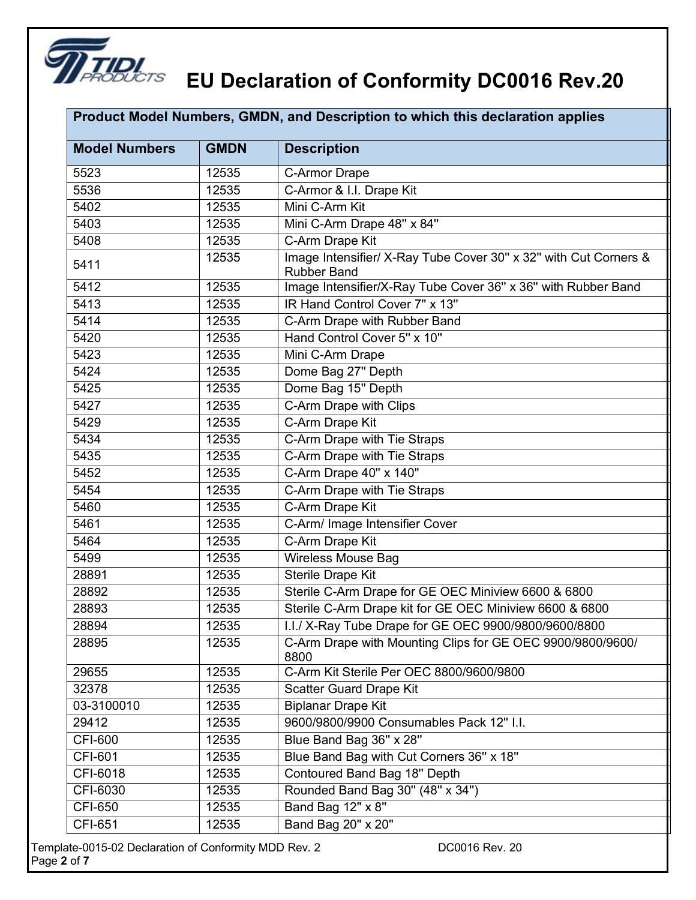# EU Declaration of Conformity DC0016 Rev.20

| Product Model Numbers, GMDN, and Description to which this declaration applies | | |
|---|---|---|
| **Model Numbers** | **GMDN** | **Description** |
| 5523 | 12535 | C-Armor Drape |
| 5536 | 12535 | C-Armor & I.I. Drape Kit |
| 5402 | 12535 | Mini C-Arm Kit |
| 5403 | 12535 | Mini C-Arm Drape 48" x 84" |
| 5408 | 12535 | C-Arm Drape Kit |
| 5411 | 12535 | Image Intensifier/ X-Ray Tube Cover 30" x 32" with Cut Corners & Rubber Band |
| 5412 | 12535 | Image Intensifier/X-Ray Tube Cover 36" x 36" with Rubber Band |
| 5413 | 12535 | IR Hand Control Cover 7" x 13" |
| 5414 | 12535 | C-Arm Drape with Rubber Band |
| 5420 | 12535 | Hand Control Cover 5" x 10" |
| 5423 | 12535 | Mini C-Arm Drape |
| 5424 | 12535 | Dome Bag 27" Depth |
| 5425 | 12535 | Dome Bag 15" Depth |
| 5427 | 12535 | C-Arm Drape with Clips |
| 5429 | 12535 | C-Arm Drape Kit |
| 5434 | 12535 | C-Arm Drape with Tie Straps |
| 5435 | 12535 | C-Arm Drape with Tie Straps |
| 5452 | 12535 | C-Arm Drape 40" x 140" |
| 5454 | 12535 | C-Arm Drape with Tie Straps |
| 5460 | 12535 | C-Arm Drape Kit |
| 5461 | 12535 | C-Arm/ Image Intensifier Cover |
| 5464 | 12535 | C-Arm Drape Kit |
| 5499 | 12535 | Wireless Mouse Bag |
| 28891 | 12535 | Sterile Drape Kit |
| 28892 | 12535 | Sterile C-Arm Drape for GE OEC Miniview 6600 & 6800 |
| 28893 | 12535 | Sterile C-Arm Drape kit for GE OEC Miniview 6600 & 6800 |
| 28894 | 12535 | I.I./ X-Ray Tube Drape for GE OEC 9900/9800/9600/8800 |
| 28895 | 12535 | C-Arm Drape with Mounting Clips for GE OEC 9900/9800/9600/ 8800 |
| 29655 | 12535 | C-Arm Kit Sterile Per OEC 8800/9600/9800 |
| 32378 | 12535 | Scatter Guard Drape Kit |
| 03-3100010 | 12535 | Biplanar Drape Kit |
| 29412 | 12535 | 9600/9800/9900 Consumables Pack 12" I.I. |
| CFI-600 | 12535 | Blue Band Bag 36" x 28" |
| CFI-601 | 12535 | Blue Band Bag with Cut Corners 36" x 18" |
| CFI-6018 | 12535 | Contoured Band Bag 18" Depth |
| CFI-6030 | 12535 | Rounded Band Bag 30" (48" x 34") |
| CFI-650 | 12535 | Band Bag 12" x 8" |
| CFI-651 | 12535 | Band Bag 20" x 20" |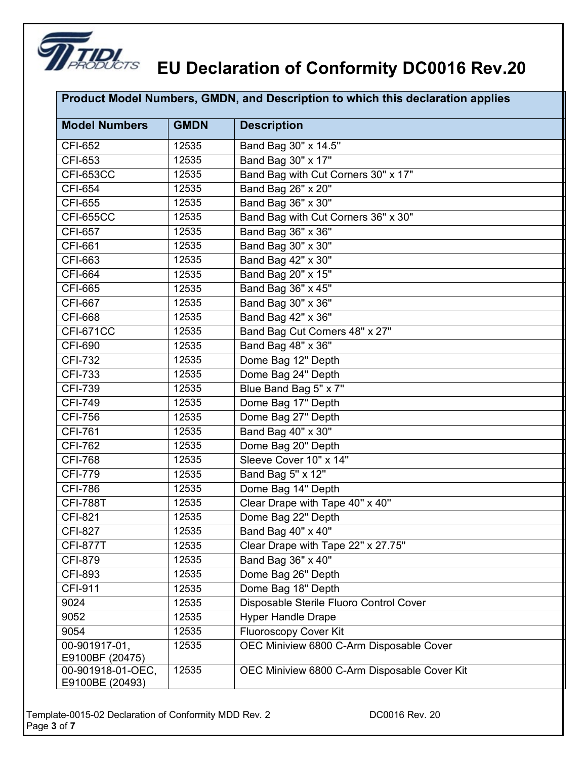# EU Declaration of Conformity DC0016 Rev.20

| Product Model Numbers, GMDN, and Description to which this declaration applies | | |
|---|---|---|
| **Model Numbers** | **GMDN** | **Description** |
| CFI-652 | 12535 | Band Bag 30" x 14.5" |
| CFI-653 | 12535 | Band Bag 30" x 17" |
| CFI-653CC | 12535 | Band Bag with Cut Corners 30" x 17" |
| CFI-654 | 12535 | Band Bag 26" x 20" |
| CFI-655 | 12535 | Band Bag 36" x 30" |
| CFI-655CC | 12535 | Band Bag with Cut Corners 36" x 30" |
| CFI-657 | 12535 | Band Bag 36" x 36" |
| CFI-661 | 12535 | Band Bag 30" x 30" |
| CFI-663 | 12535 | Band Bag 42" x 30" |
| CFI-664 | 12535 | Band Bag 20" x 15" |
| CFI-665 | 12535 | Band Bag 36" x 45" |
| CFI-667 | 12535 | Band Bag 30" x 36" |
| CFI-668 | 12535 | Band Bag 42" x 36" |
| CFI-671CC | 12535 | Band Bag Cut Corners 48" x 27" |
| CFI-690 | 12535 | Band Bag 48" x 36" |
| CFI-732 | 12535 | Dome Bag 12" Depth |
| CFI-733 | 12535 | Dome Bag 24" Depth |
| CFI-739 | 12535 | Blue Band Bag 5" x 7" |
| CFI-749 | 12535 | Dome Bag 17" Depth |
| CFI-756 | 12535 | Dome Bag 27" Depth |
| CFI-761 | 12535 | Band Bag 40" x 30" |
| CFI-762 | 12535 | Dome Bag 20" Depth |
| CFI-768 | 12535 | Sleeve Cover 10" x 14" |
| CFI-779 | 12535 | Band Bag 5" x 12" |
| CFI-786 | 12535 | Dome Bag 14" Depth |
| CFI-788T | 12535 | Clear Drape with Tape 40" x 40" |
| CFI-821 | 12535 | Dome Bag 22" Depth |
| CFI-827 | 12535 | Band Bag 40" x 40" |
| CFI-877T | 12535 | Clear Drape with Tape 22" x 27.75" |
| CFI-879 | 12535 | Band Bag 36" x 40" |
| CFI-893 | 12535 | Dome Bag 26" Depth |
| CFI-911 | 12535 | Dome Bag 18" Depth |
| 9024 | 12535 | Disposable Sterile Fluoro Control Cover |
| 9052 | 12535 | Hyper Handle Drape |
| 9054 | 12535 | Fluoroscopy Cover Kit |
| 00-901917-01, E9100BF (20475) | 12535 | OEC Miniview 6800 C-Arm Disposable Cover |
| 00-901918-01-OEC, E9100BE (20493) | 12535 | OEC Miniview 6800 C-Arm Disposable Cover Kit |

Template-0015-02 Declaration of Conformity MDD Rev. 2 DC0016 Rev. 20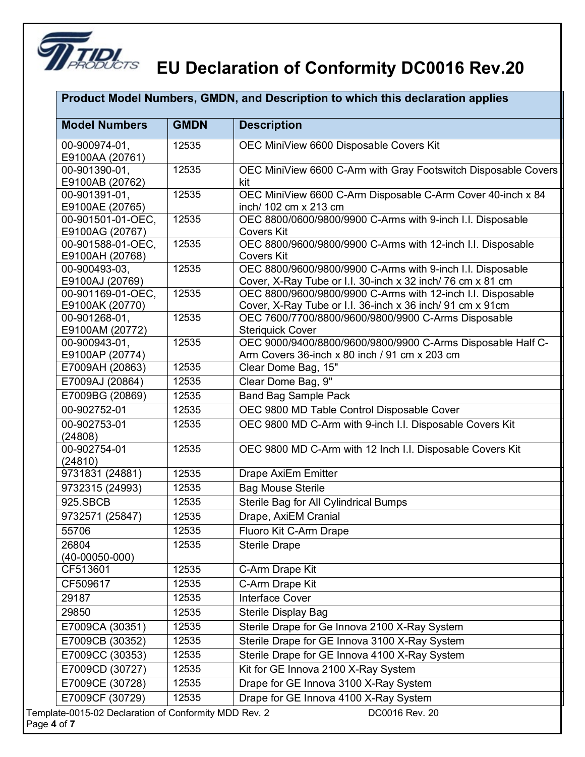# EU Declaration of Conformity DC0016 Rev.20

| Product Model Numbers, GMDN, and Description to which this declaration applies | | |
|---|---|---|
| **Model Numbers** | **GMDN** | **Description** |
| 00-900974-01, E9100AA (20761) | 12535 | OEC MiniView 6600 Disposable Covers Kit |
| 00-901390-01, E9100AB (20762) | 12535 | OEC MiniView 6600 C-Arm with Gray Footswitch Disposable Covers kit |
| 00-901391-01, E9100AE (20765) | 12535 | OEC MiniView 6600 C-Arm Disposable C-Arm Cover 40-inch x 84 inch/ 102 cm x 213 cm |
| 00-901501-01-OEC, E9100AG (20767) | 12535 | OEC 8800/0600/9800/9900 C-Arms with 9-inch I.I. Disposable Covers Kit |
| 00-901588-01-OEC, E9100AH (20768) | 12535 | OEC 8800/9600/9800/9900 C-Arms with 12-inch I.I. Disposable Covers Kit |
| 00-900493-03, E9100AJ (20769) | 12535 | OEC 8800/9600/9800/9900 C-Arms with 9-inch I.I. Disposable Cover, X-Ray Tube or I.I. 30-inch x 32 inch/ 76 cm x 81 cm |
| 00-901169-01-OEC, E9100AK (20770) | 12535 | OEC 8800/9600/9800/9900 C-Arms with 12-inch I.I. Disposable Cover, X-Ray Tube or I.I. 36-inch x 36 inch/ 91 cm x 91cm |
| 00-901268-01, E9100AM (20772) | 12535 | OEC 7600/7700/8800/9600/9800/9900 C-Arms Disposable Steriquick Cover |
| 00-900943-01, E9100AP (20774) | 12535 | OEC 9000/9400/8800/9600/9800/9900 C-Arms Disposable Half C-Arm Covers 36-inch x 80 inch / 91 cm x 203 cm |
| E7009AH (20863) | 12535 | Clear Dome Bag, 15" |
| E7009AJ (20864) | 12535 | Clear Dome Bag, 9" |
| E7009BG (20869) | 12535 | Band Bag Sample Pack |
| 00-902752-01 | 12535 | OEC 9800 MD Table Control Disposable Cover |
| 00-902753-01 (24808) | 12535 | OEC 9800 MD C-Arm with 9-inch I.I. Disposable Covers Kit |
| 00-902754-01 (24810) | 12535 | OEC 9800 MD C-Arm with 12 Inch I.I. Disposable Covers Kit |
| 9731831 (24881) | 12535 | Drape AxiEm Emitter |
| 9732315 (24993) | 12535 | Bag Mouse Sterile |
| 925.SBCB | 12535 | Sterile Bag for All Cylindrical Bumps |
| 9732571 (25847) | 12535 | Drape, AxiEM Cranial |
| 55706 | 12535 | Fluoro Kit C-Arm Drape |
| 26804 (40-00050-000) | 12535 | Sterile Drape |
| CF513601 | 12535 | C-Arm Drape Kit |
| CF509617 | 12535 | C-Arm Drape Kit |
| 29187 | 12535 | Interface Cover |
| 29850 | 12535 | Sterile Display Bag |
| E7009CA (30351) | 12535 | Sterile Drape for Ge Innova 2100 X-Ray System |
| E7009CB (30352) | 12535 | Sterile Drape for GE Innova 3100 X-Ray System |
| E7009CC (30353) | 12535 | Sterile Drape for GE Innova 4100 X-Ray System |
| E7009CD (30727) | 12535 | Kit for GE Innova 2100 X-Ray System |
| E7009CE (30728) | 12535 | Drape for GE Innova 3100 X-Ray System |
| E7009CF (30729) | 12535 | Drape for GE Innova 4100 X-Ray System |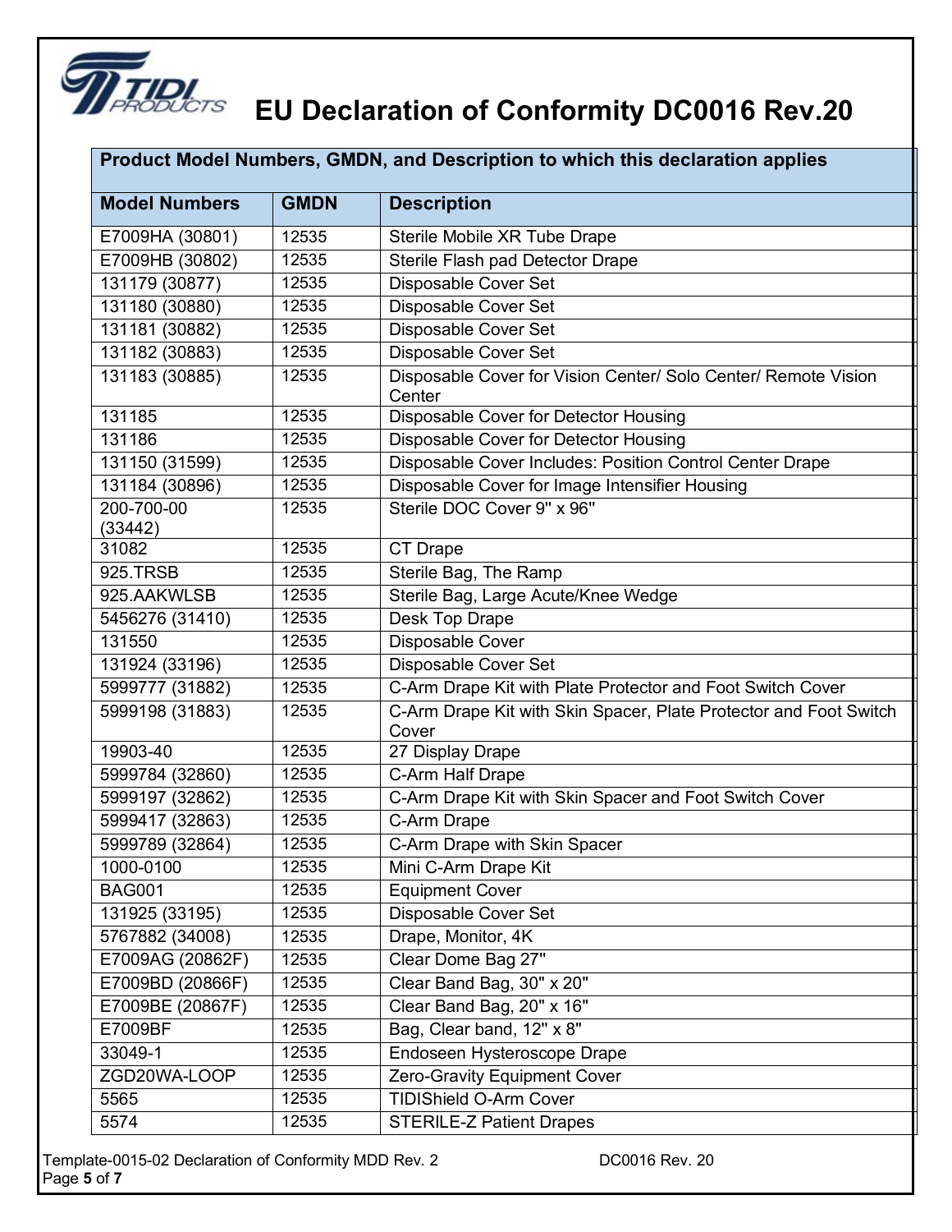# EU Declaration of Conformity DC0016 Rev.20

| Product Model Numbers, GMDN, and Description to which this declaration applies | | |
|---|---|---|
| **Model Numbers** | **GMDN** | **Description** |
| E7009HA (30801) | 12535 | Sterile Mobile XR Tube Drape |
| E7009HB (30802) | 12535 | Sterile Flash pad Detector Drape |
| 131179 (30877) | 12535 | Disposable Cover Set |
| 131180 (30880) | 12535 | Disposable Cover Set |
| 131181 (30882) | 12535 | Disposable Cover Set |
| 131182 (30883) | 12535 | Disposable Cover Set |
| 131183 (30885) | 12535 | Disposable Cover for Vision Center/ Solo Center/ Remote Vision Center |
| 131185 | 12535 | Disposable Cover for Detector Housing |
| 131186 | 12535 | Disposable Cover for Detector Housing |
| 131150 (31599) | 12535 | Disposable Cover Includes: Position Control Center Drape |
| 131184 (30896) | 12535 | Disposable Cover for Image Intensifier Housing |
| 200-700-00 (33442) | 12535 | Sterile DOC Cover 9" x 96" |
| 31082 | 12535 | CT Drape |
| 925.TRSB | 12535 | Sterile Bag, The Ramp |
| 925.AAKWLSB | 12535 | Sterile Bag, Large Acute/Knee Wedge |
| 5456276 (31410) | 12535 | Desk Top Drape |
| 131550 | 12535 | Disposable Cover |
| 131924 (33196) | 12535 | Disposable Cover Set |
| 5999777 (31882) | 12535 | C-Arm Drape Kit with Plate Protector and Foot Switch Cover |
| 5999198 (31883) | 12535 | C-Arm Drape Kit with Skin Spacer, Plate Protector and Foot Switch Cover |
| 19903-40 | 12535 | 27 Display Drape |
| 5999784 (32860) | 12535 | C-Arm Half Drape |
| 5999197 (32862) | 12535 | C-Arm Drape Kit with Skin Spacer and Foot Switch Cover |
| 5999417 (32863) | 12535 | C-Arm Drape |
| 5999789 (32864) | 12535 | C-Arm Drape with Skin Spacer |
| 1000-0100 | 12535 | Mini C-Arm Drape Kit |
| BAG001 | 12535 | Equipment Cover |
| 131925 (33195) | 12535 | Disposable Cover Set |
| 5767882 (34008) | 12535 | Drape, Monitor, 4K |
| E7009AG (20862F) | 12535 | Clear Dome Bag 27" |
| E7009BD (20866F) | 12535 | Clear Band Bag, 30" x 20" |
| E7009BE (20867F) | 12535 | Clear Band Bag, 20" x 16" |
| E7009BF | 12535 | Bag, Clear band, 12" x 8" |
| 33049-1 | 12535 | Endoseen Hysteroscope Drape |
| ZGD20WA-LOOP | 12535 | Zero-Gravity Equipment Cover |
| 5565 | 12535 | TIDIShield O-Arm Cover |
| 5574 | 12535 | STERILE-Z Patient Drapes |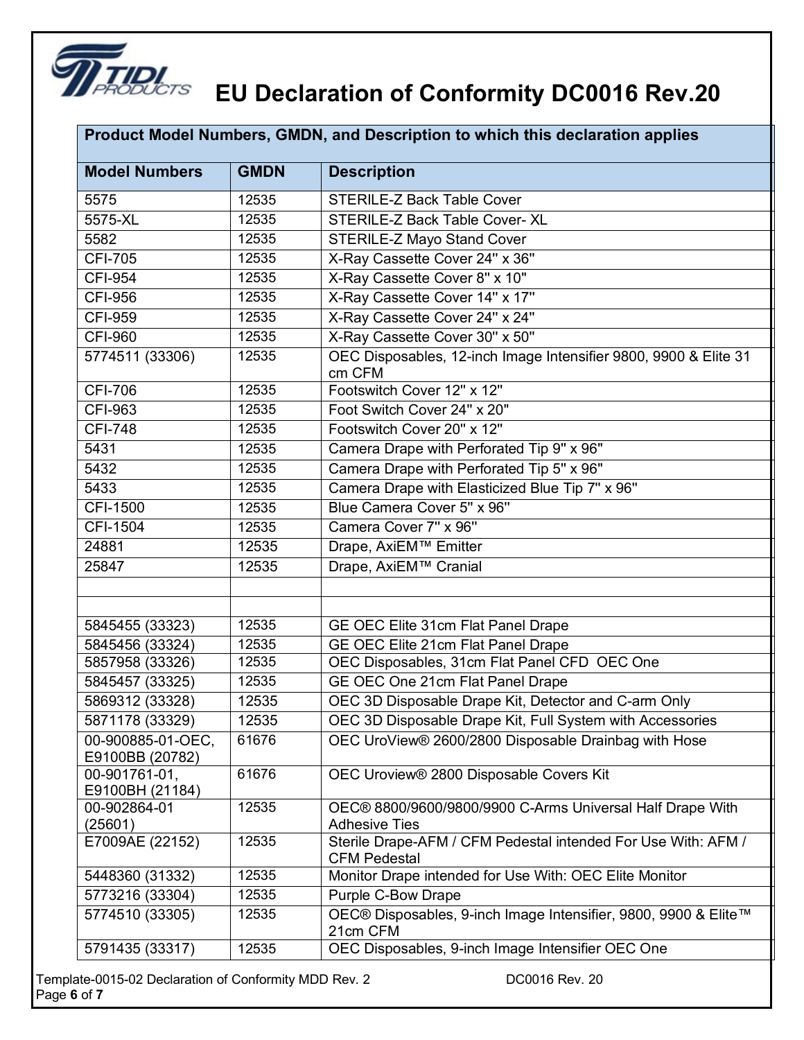# EU Declaration of Conformity DC0016 Rev.20

| Product Model Numbers, GMDN, and Description to which this declaration applies | | |
|---|---|---|
| **Model Numbers** | **GMDN** | **Description** |
| 5575 | 12535 | STERILE-Z Back Table Cover |
| 5575-XL | 12535 | STERILE-Z Back Table Cover- XL |
| 5582 | 12535 | STERILE-Z Mayo Stand Cover |
| CFI-705 | 12535 | X-Ray Cassette Cover 24" x 36" |
| CFI-954 | 12535 | X-Ray Cassette Cover 8" x 10" |
| CFI-956 | 12535 | X-Ray Cassette Cover 14" x 17" |
| CFI-959 | 12535 | X-Ray Cassette Cover 24" x 24" |
| CFI-960 | 12535 | X-Ray Cassette Cover 30" x 50" |
| 5774511 (33306) | 12535 | OEC Disposables, 12-inch Image Intensifier 9800, 9900 & Elite 31 cm CFM |
| CFI-706 | 12535 | Footswitch Cover 12" x 12" |
| CFI-963 | 12535 | Foot Switch Cover 24" x 20" |
| CFI-748 | 12535 | Footswitch Cover 20" x 12" |
| 5431 | 12535 | Camera Drape with Perforated Tip 9" x 96" |
| 5432 | 12535 | Camera Drape with Perforated Tip 5" x 96" |
| 5433 | 12535 | Camera Drape with Elasticized Blue Tip 7" x 96" |
| CFI-1500 | 12535 | Blue Camera Cover 5" x 96" |
| CFI-1504 | 12535 | Camera Cover 7" x 96" |
| 24881 | 12535 | Drape, AxiEM™ Emitter |
| 25847 | 12535 | Drape, AxiEM™ Cranial |
| | | |
| | | |
| 5845455 (33323) | 12535 | GE OEC Elite 31cm Flat Panel Drape |
| 5845456 (33324) | 12535 | GE OEC Elite 21cm Flat Panel Drape |
| 5857958 (33326) | 12535 | OEC Disposables, 31cm Flat Panel CFD OEC One |
| 5845457 (33325) | 12535 | GE OEC One 21cm Flat Panel Drape |
| 5869312 (33328) | 12535 | OEC 3D Disposable Drape Kit, Detector and C-arm Only |
| 5871178 (33329) | 12535 | OEC 3D Disposable Drape Kit, Full System with Accessories |
| 00-900885-01-OEC, E9100BB (20782) | 61676 | OEC UroView® 2600/2800 Disposable Drainbag with Hose |
| 00-901761-01, E9100BH (21184) | 61676 | OEC Uroview® 2800 Disposable Covers Kit |
| 00-902864-01 (25601) | 12535 | OEC® 8800/9600/9800/9900 C-Arms Universal Half Drape With Adhesive Ties |
| E7009AE (22152) | 12535 | Sterile Drape-AFM / CFM Pedestal intended For Use With: AFM / CFM Pedestal |
| 5448360 (31332) | 12535 | Monitor Drape intended for Use With: OEC Elite Monitor |
| 5773216 (33304) | 12535 | Purple C-Bow Drape |
| 5774510 (33305) | 12535 | OEC® Disposables, 9-inch Image Intensifier, 9800, 9900 & Elite™ 21cm CFM |
| 5791435 (33317) | 12535 | OEC Disposables, 9-inch Image Intensifier OEC One |

Template-0015-02 Declaration of Conformity MDD Rev. 2 DC0016 Rev. 20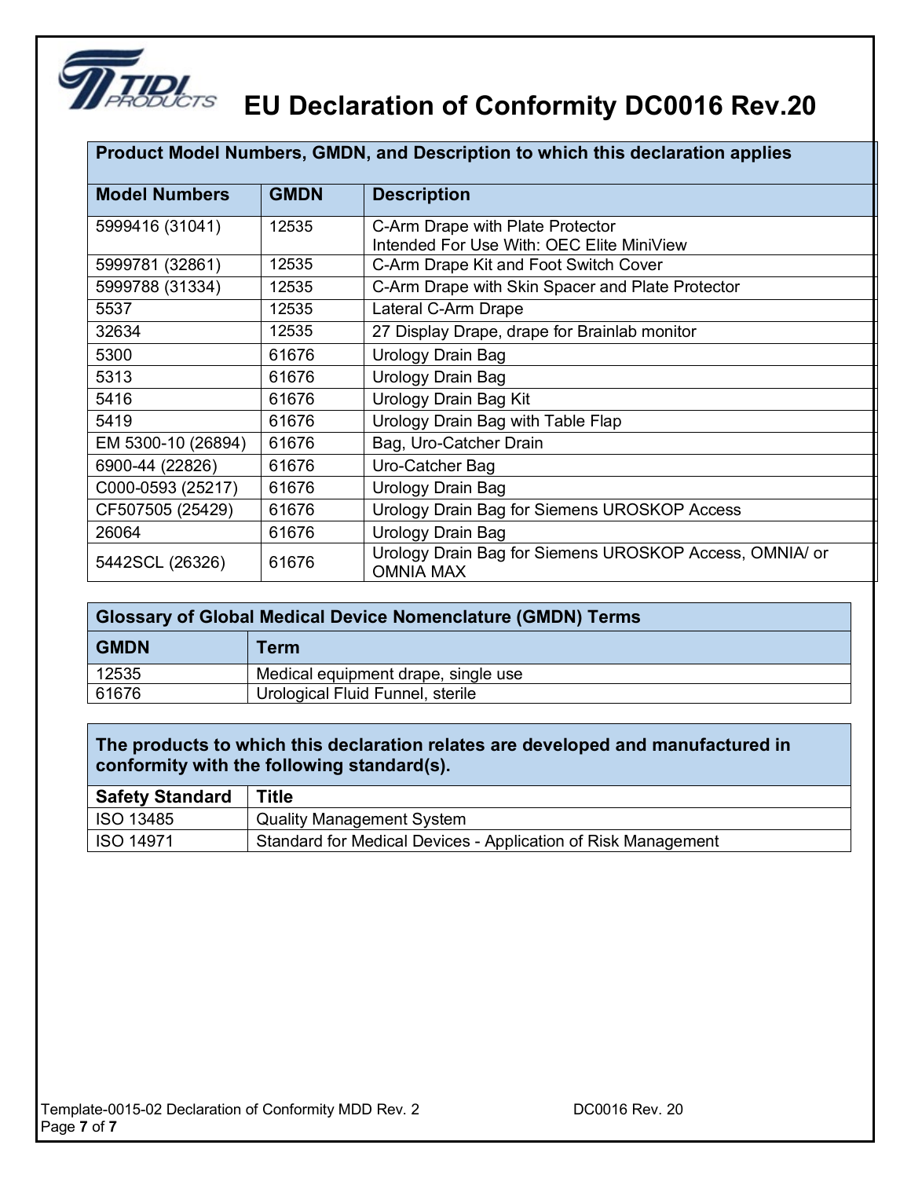# EU Declaration of Conformity DC0016 Rev.20

| Product Model Numbers, GMDN, and Description to which this declaration applies | | |
|---|---|---|
| **Model Numbers** | **GMDN** | **Description** |
| 5999416 (31041) | 12535 | C-Arm Drape with Plate Protector<br>Intended For Use With: OEC Elite MiniView |
| 5999781 (32861) | 12535 | C-Arm Drape Kit and Foot Switch Cover |
| 5999788 (31334) | 12535 | C-Arm Drape with Skin Spacer and Plate Protector |
| 5537 | 12535 | Lateral C-Arm Drape |
| 32634 | 12535 | 27 Display Drape, drape for Brainlab monitor |
| 5300 | 61676 | Urology Drain Bag |
| 5313 | 61676 | Urology Drain Bag |
| 5416 | 61676 | Urology Drain Bag Kit |
| 5419 | 61676 | Urology Drain Bag with Table Flap |
| EM 5300-10 (26894) | 61676 | Bag, Uro-Catcher Drain |
| 6900-44 (22826) | 61676 | Uro-Catcher Bag |
| C000-0593 (25217) | 61676 | Urology Drain Bag |
| CF507505 (25429) | 61676 | Urology Drain Bag for Siemens UROSKOP Access |
| 26064 | 61676 | Urology Drain Bag |
| 5442SCL (26326) | 61676 | Urology Drain Bag for Siemens UROSKOP Access, OMNIA/ or OMNIA MAX |

| Glossary of Global Medical Device Nomenclature (GMDN) Terms | |
|---|---|
| **GMDN** | **Term** |
| 12535 | Medical equipment drape, single use |
| 61676 | Urological Fluid Funnel, sterile |

| The products to which this declaration relates are developed and manufactured in conformity with the following standard(s). | |
|---|---|
| **Safety Standard** | **Title** |
| ISO 13485 | Quality Management System |
| ISO 14971 | Standard for Medical Devices - Application of Risk Management |

Template-0015-02 Declaration of Conformity MDD Rev. 2